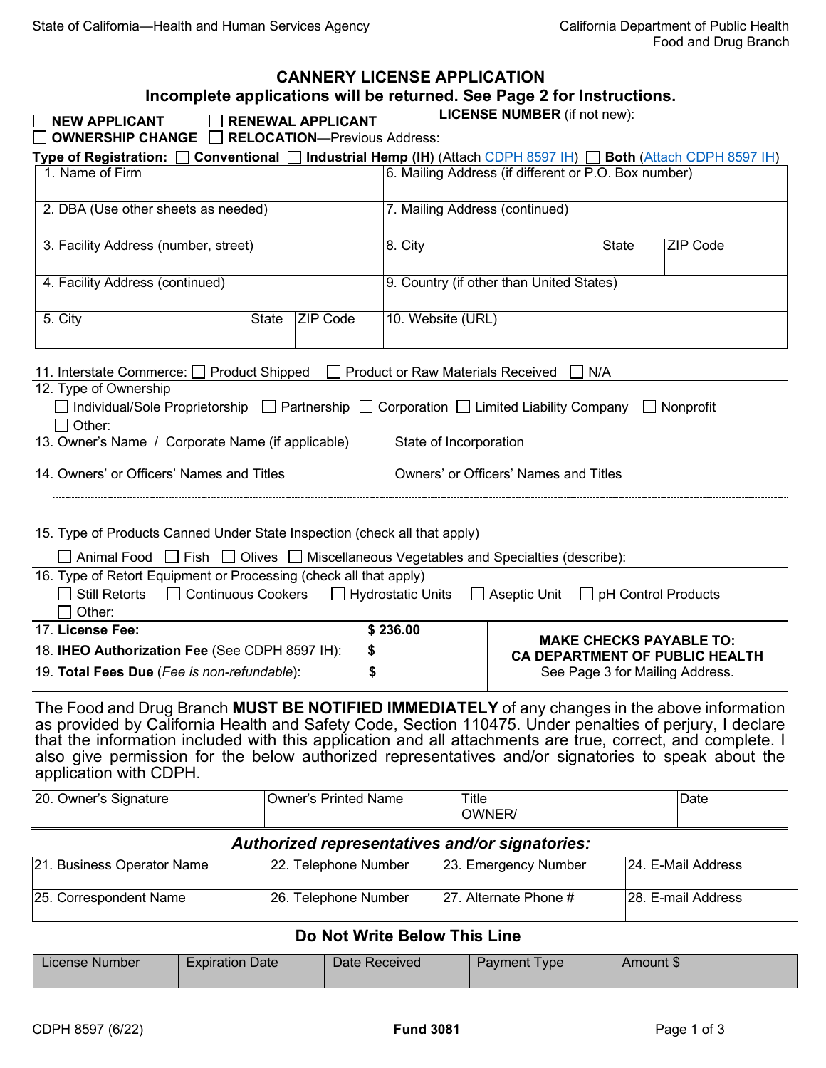State of California—Health and Human Services Agency

California Department of Public Health
Food and Drug Branch

# CANNERY LICENSE APPLICATION

**Incomplete applications will be returned. See Page 2 for Instructions.**

☐ **NEW APPLICANT** ☐ **RENEWAL APPLICANT** **LICENSE NUMBER** (if not new):

☐ **OWNERSHIP CHANGE** ☐ **RELOCATION**—Previous Address:

**Type of Registration:** ☐ **Conventional** ☐ **Industrial Hemp (IH)** (Attach CDPH 8597 IH) ☐ **Both** (Attach CDPH 8597 IH)

| | |
|---|---|
| 1. Name of Firm | 6. Mailing Address (if different or P.O. Box number) |
| 2. DBA (Use other sheets as needed) | 7. Mailing Address (continued) |
| 3. Facility Address (number, street) | 8. City / State / ZIP Code |
| 4. Facility Address (continued) | 9. Country (if other than United States) |
| 5. City / State / ZIP Code | 10. Website (URL) |

11. Interstate Commerce: ☐ Product Shipped ☐ Product or Raw Materials Received ☐ N/A

12. Type of Ownership

☐ Individual/Sole Proprietorship ☐ Partnership ☐ Corporation ☐ Limited Liability Company ☐ Nonprofit
☐ Other:

| | |
|---|---|
| 13. Owner's Name / Corporate Name (if applicable) | State of Incorporation |
| 14. Owners' or Officers' Names and Titles | Owners' or Officers' Names and Titles |

15. Type of Products Canned Under State Inspection (check all that apply)

☐ Animal Food ☐ Fish ☐ Olives ☐ Miscellaneous Vegetables and Specialties (describe):

16. Type of Retort Equipment or Processing (check all that apply)

☐ Still Retorts ☐ Continuous Cookers ☐ Hydrostatic Units ☐ Aseptic Unit ☐ pH Control Products
☐ Other:

| | | |
|---|---|---|
| 17. **License Fee:** | **$ 236.00** | **MAKE CHECKS PAYABLE TO: CA DEPARTMENT OF PUBLIC HEALTH** See Page 3 for Mailing Address. |
| 18. **IHEO Authorization Fee** (See CDPH 8597 IH): | **$** | |
| 19. **Total Fees Due** (*Fee is non-refundable*): | **$** | |

The Food and Drug Branch **MUST BE NOTIFIED IMMEDIATELY** of any changes in the above information as provided by California Health and Safety Code, Section 110475. Under penalties of perjury, I declare that the information included with this application and all attachments are true, correct, and complete. I also give permission for the below authorized representatives and/or signatories to speak about the application with CDPH.

| 20. Owner's Signature | Owner's Printed Name | Title OWNER/ | Date |
|---|---|---|---|
| | | | |

### *Authorized representatives and/or signatories:*

| 21. Business Operator Name | 22. Telephone Number | 23. Emergency Number | 24. E-Mail Address |
|---|---|---|---|
| 25. Correspondent Name | 26. Telephone Number | 27. Alternate Phone # | 28. E-mail Address |

### Do Not Write Below This Line

| License Number | Expiration Date | Date Received | Payment Type | Amount $ |
|---|---|---|---|---|
| | | | | |

CDPH 8597 (6/22) **Fund 3081**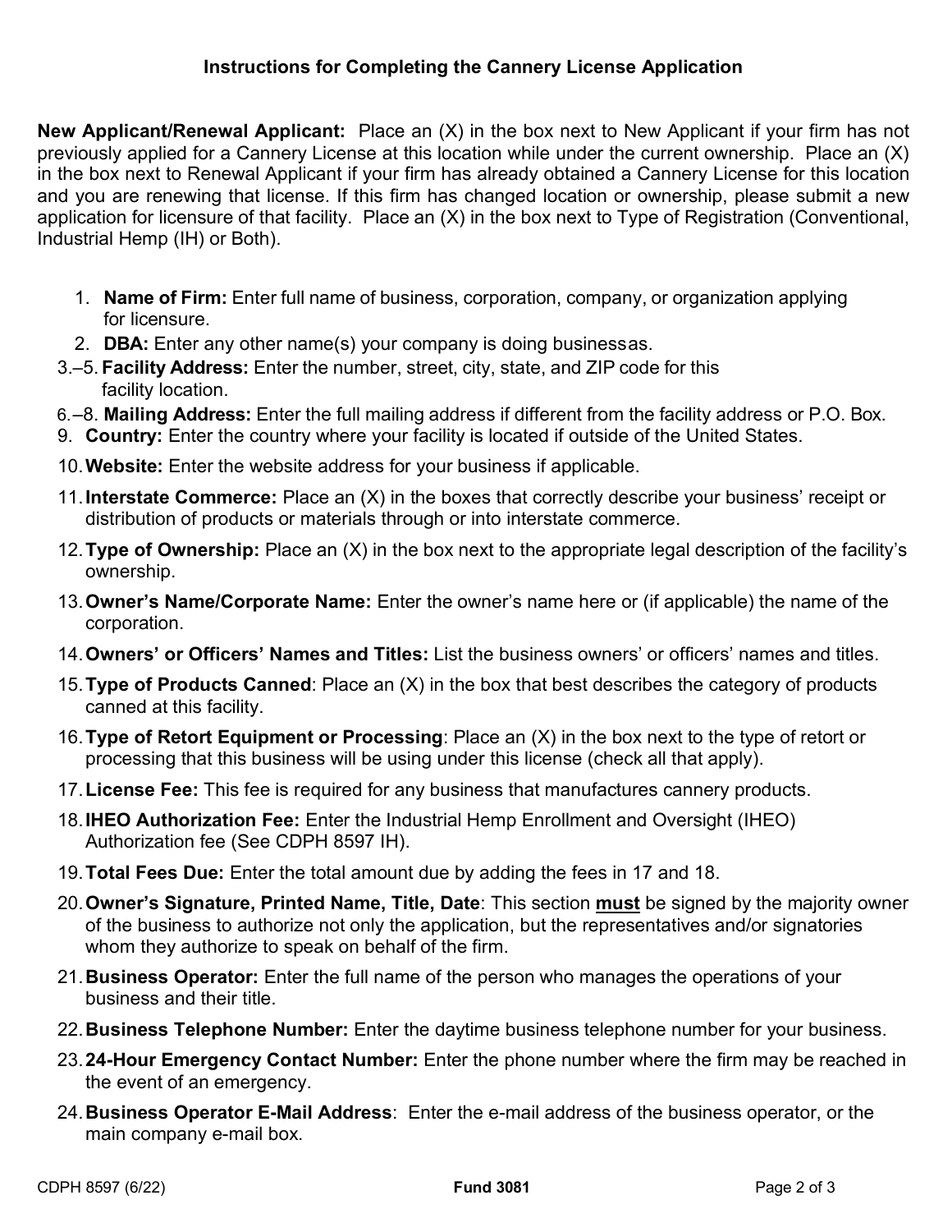# Instructions for Completing the Cannery License Application

**New Applicant/Renewal Applicant:** Place an (X) in the box next to New Applicant if your firm has not previously applied for a Cannery License at this location while under the current ownership. Place an (X) in the box next to Renewal Applicant if your firm has already obtained a Cannery License for this location and you are renewing that license. If this firm has changed location or ownership, please submit a new application for licensure of that facility. Place an (X) in the box next to Type of Registration (Conventional, Industrial Hemp (IH) or Both).

1. **Name of Firm:** Enter full name of business, corporation, company, or organization applying for licensure.
2. **DBA:** Enter any other name(s) your company is doing businessas.

3.–5. **Facility Address:** Enter the number, street, city, state, and ZIP code for this facility location.

6.–8. **Mailing Address:** Enter the full mailing address if different from the facility address or P.O. Box.

9. **Country:** Enter the country where your facility is located if outside of the United States.
10. **Website:** Enter the website address for your business if applicable.
11. **Interstate Commerce:** Place an (X) in the boxes that correctly describe your business' receipt or distribution of products or materials through or into interstate commerce.
12. **Type of Ownership:** Place an (X) in the box next to the appropriate legal description of the facility's ownership.
13. **Owner's Name/Corporate Name:** Enter the owner's name here or (if applicable) the name of the corporation.
14. **Owners' or Officers' Names and Titles:** List the business owners' or officers' names and titles.
15. **Type of Products Canned**: Place an (X) in the box that best describes the category of products canned at this facility.
16. **Type of Retort Equipment or Processing**: Place an (X) in the box next to the type of retort or processing that this business will be using under this license (check all that apply).
17. **License Fee:** This fee is required for any business that manufactures cannery products.
18. **IHEO Authorization Fee:** Enter the Industrial Hemp Enrollment and Oversight (IHEO) Authorization fee (See CDPH 8597 IH).
19. **Total Fees Due:** Enter the total amount due by adding the fees in 17 and 18.
20. **Owner's Signature, Printed Name, Title, Date**: This section **<u>must</u>** be signed by the majority owner of the business to authorize not only the application, but the representatives and/or signatories whom they authorize to speak on behalf of the firm.
21. **Business Operator:** Enter the full name of the person who manages the operations of your business and their title.
22. **Business Telephone Number:** Enter the daytime business telephone number for your business.
23. **24-Hour Emergency Contact Number:** Enter the phone number where the firm may be reached in the event of an emergency.
24. **Business Operator E-Mail Address**: Enter the e-mail address of the business operator, or the main company e-mail box.

CDPH 8597 (6/22) **Fund 3081**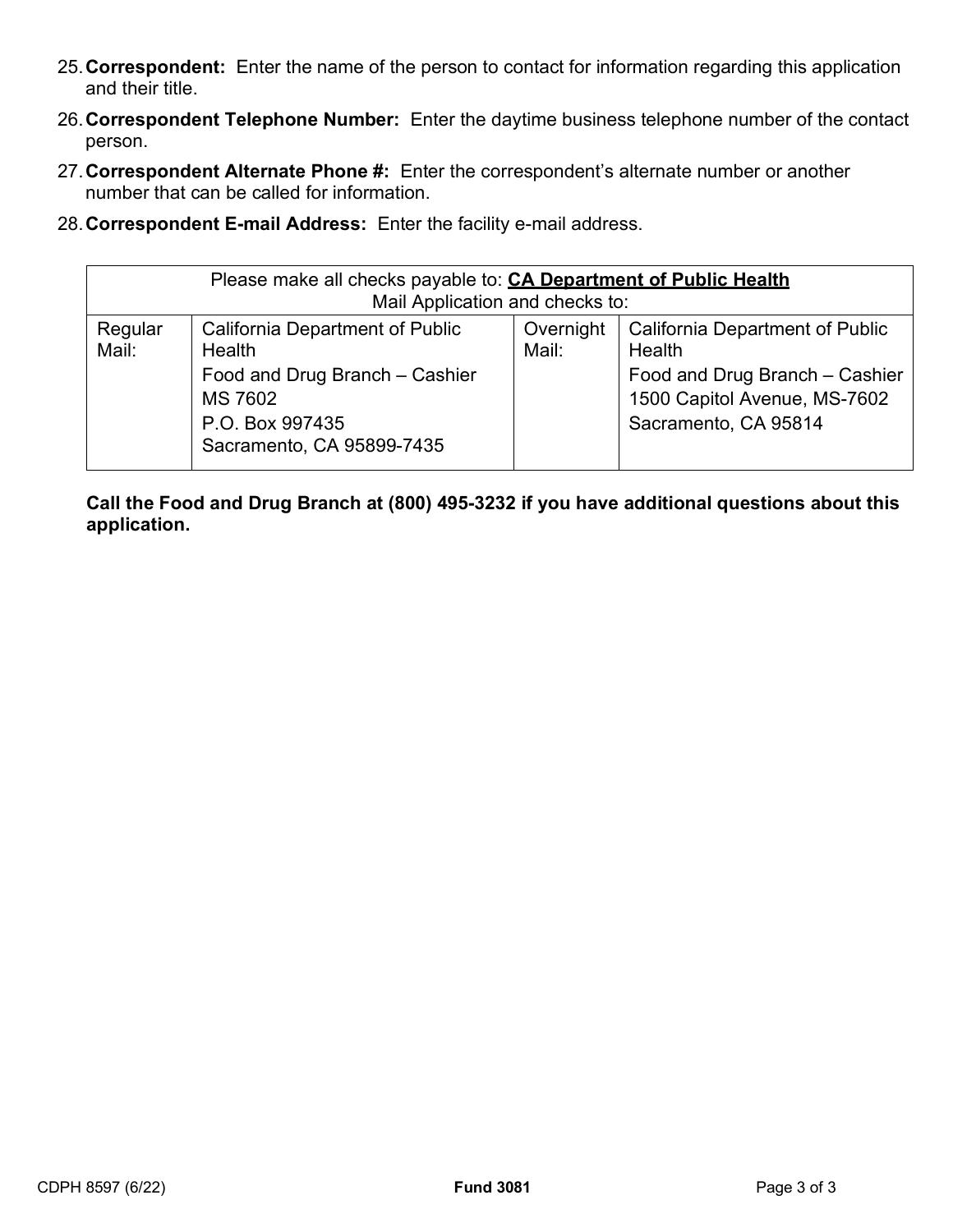25. **Correspondent:** Enter the name of the person to contact for information regarding this application and their title.
26. **Correspondent Telephone Number:** Enter the daytime business telephone number of the contact person.
27. **Correspondent Alternate Phone #:** Enter the correspondent's alternate number or another number that can be called for information.
28. **Correspondent E-mail Address:** Enter the facility e-mail address.

| Please make all checks payable to: **CA Department of Public Health**<br>Mail Application and checks to: | | | |
|---|---|---|---|
| Regular Mail: | California Department of Public Health<br>Food and Drug Branch – Cashier<br>MS 7602<br>P.O. Box 997435<br>Sacramento, CA 95899-7435 | Overnight Mail: | California Department of Public Health<br>Food and Drug Branch – Cashier<br>1500 Capitol Avenue, MS-7602<br>Sacramento, CA 95814 |

**Call the Food and Drug Branch at (800) 495-3232 if you have additional questions about this application.**

CDPH 8597 (6/22) **Fund 3081**